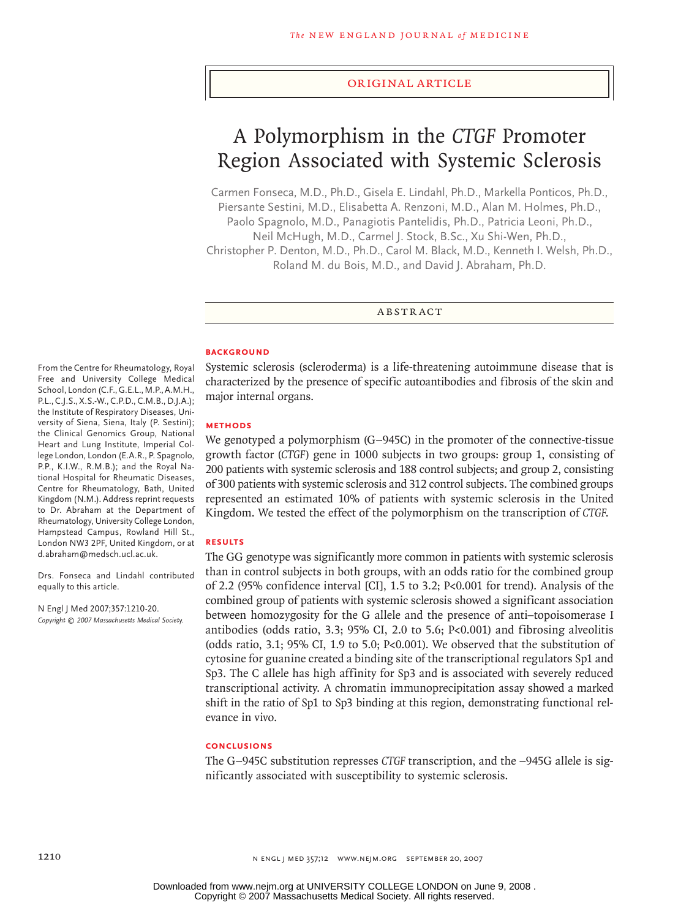ORIGINAL ARTICLE

# A Polymorphism in the *CTGF* Promoter Region Associated with Systemic Sclerosis

Carmen Fonseca, M.D., Ph.D., Gisela E. Lindahl, Ph.D., Markella Ponticos, Ph.D., Piersante Sestini, M.D., Elisabetta A. Renzoni, M.D., Alan M. Holmes, Ph.D., Paolo Spagnolo, M.D., Panagiotis Pantelidis, Ph.D., Patricia Leoni, Ph.D., Neil McHugh, M.D., Carmel J. Stock, B.Sc., Xu Shi-Wen, Ph.D., Christopher P. Denton, M.D., Ph.D., Carol M. Black, M.D., Kenneth I. Welsh, Ph.D., Roland M. du Bois, M.D., and David J. Abraham, Ph.D.

## ABSTRACT

### BACKGROUND

Systemic sclerosis (scleroderma) is a life-threatening autoimmune disease that is characterized by the presence of specific autoantibodies and fibrosis of the skin and major internal organs.

### METHODS

We genotyped a polymorphism (G–945C) in the promoter of the connective-tissue growth factor (*CTGF*) gene in 1000 subjects in two groups: group 1, consisting of 200 patients with systemic sclerosis and 188 control subjects; and group 2, consisting of 300 patients with systemic sclerosis and 312 control subjects. The combined groups represented an estimated 10% of patients with systemic sclerosis in the United Kingdom. We tested the effect of the polymorphism on the transcription of *CTGF*.

### RESULTS

The GG genotype was significantly more common in patients with systemic sclerosis than in control subjects in both groups, with an odds ratio for the combined group of 2.2 (95% confidence interval [CI], 1.5 to 3.2; P<0.001 for trend). Analysis of the combined group of patients with systemic sclerosis showed a significant association between homozygosity for the G allele and the presence of anti–topoisomerase I antibodies (odds ratio, 3.3; 95% CI, 2.0 to 5.6; P<0.001) and fibrosing alveolitis (odds ratio, 3.1; 95% CI, 1.9 to 5.0; P<0.001). We observed that the substitution of cytosine for guanine created a binding site of the transcriptional regulators Sp1 and Sp3. The C allele has high affinity for Sp3 and is associated with severely reduced transcriptional activity. A chromatin immunoprecipitation assay showed a marked shift in the ratio of Sp1 to Sp3 binding at this region, demonstrating functional relevance in vivo.

### CONCLUSIONS

The G–945C substitution represses *CTGF* transcription, and the –945G allele is significantly associated with susceptibility to systemic sclerosis.

From the Centre for Rheumatology, Royal Free and University College Medical School, London (C.F., G.E.L., M.P., A.M.H., P.L., C.J.S., X.S.-W., C.P.D., C.M.B., D.J.A.); the Institute of Respiratory Diseases, University of Siena, Siena, Italy (P. Sestini); the Clinical Genomics Group, National Heart and Lung Institute, Imperial College London, London (E.A.R., P. Spagnolo, P.P., K.I.W., R.M.B.); and the Royal National Hospital for Rheumatic Diseases, Centre for Rheumatology, Bath, United Kingdom (N.M.). Address reprint requests to Dr. Abraham at the Department of Rheumatology, University College London, Hampstead Campus, Rowland Hill St., London NW3 2PF, United Kingdom, or at d.abraham@medsch.ucl.ac.uk.

Drs. Fonseca and Lindahl contributed equally to this article.

N Engl J Med 2007;357:1210-20.
*Copyright © 2007 Massachusetts Medical Society.*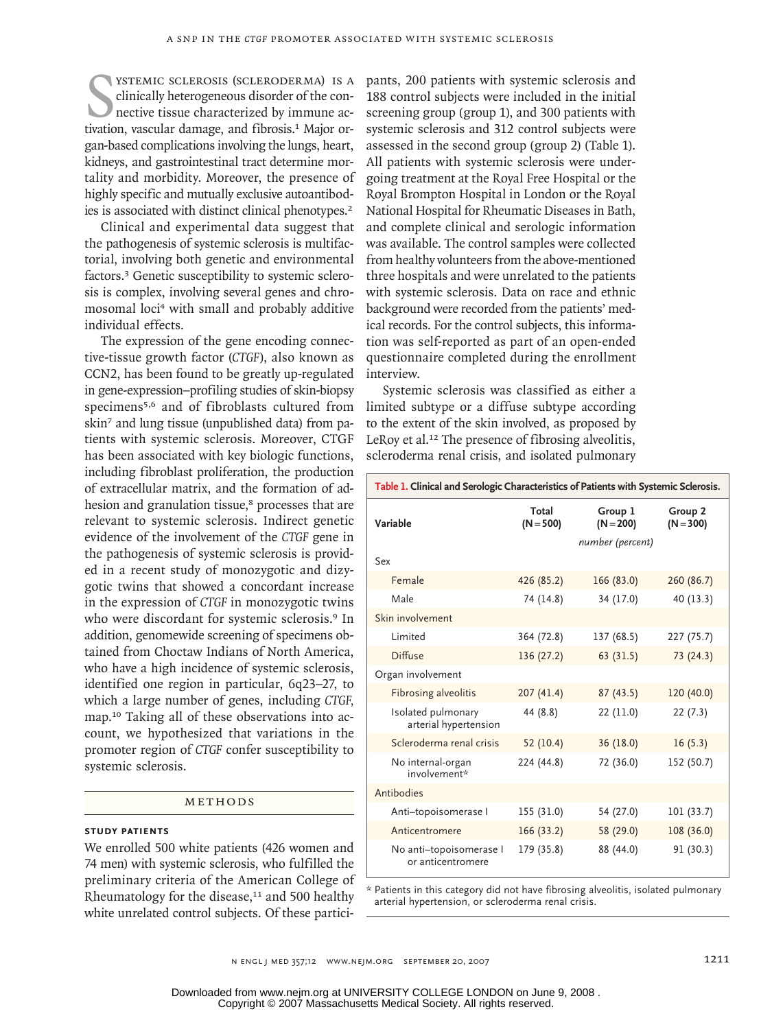Systemic sclerosis (scleroderma) is a clinically heterogeneous disorder of the connective tissue characterized by immune activation, vascular damage, and fibrosis.[1] Major organ-based complications involving the lungs, heart, kidneys, and gastrointestinal tract determine mortality and morbidity. Moreover, the presence of highly specific and mutually exclusive autoantibodies is associated with distinct clinical phenotypes.[2]

Clinical and experimental data suggest that the pathogenesis of systemic sclerosis is multifactorial, involving both genetic and environmental factors.[3] Genetic susceptibility to systemic sclerosis is complex, involving several genes and chromosomal loci[4] with small and probably additive individual effects.

The expression of the gene encoding connective-tissue growth factor (*CTGF*), also known as CCN2, has been found to be greatly up-regulated in gene-expression–profiling studies of skin-biopsy specimens[5,6] and of fibroblasts cultured from skin[7] and lung tissue (unpublished data) from patients with systemic sclerosis. Moreover, CTGF has been associated with key biologic functions, including fibroblast proliferation, the production of extracellular matrix, and the formation of adhesion and granulation tissue,[8] processes that are relevant to systemic sclerosis. Indirect genetic evidence of the involvement of the *CTGF* gene in the pathogenesis of systemic sclerosis is provided in a recent study of monozygotic and dizygotic twins that showed a concordant increase in the expression of *CTGF* in monozygotic twins who were discordant for systemic sclerosis.[9] In addition, genomewide screening of specimens obtained from Choctaw Indians of North America, who have a high incidence of systemic sclerosis, identified one region in particular, 6q23–27, to which a large number of genes, including *CTGF*, map.[10] Taking all of these observations into account, we hypothesized that variations in the promoter region of *CTGF* confer susceptibility to systemic sclerosis.

## Methods

### Study Patients

We enrolled 500 white patients (426 women and 74 men) with systemic sclerosis, who fulfilled the preliminary criteria of the American College of Rheumatology for the disease,[11] and 500 healthy white unrelated control subjects. Of these participants, 200 patients with systemic sclerosis and 188 control subjects were included in the initial screening group (group 1), and 300 patients with systemic sclerosis and 312 control subjects were assessed in the second group (group 2) (Table 1). All patients with systemic sclerosis were undergoing treatment at the Royal Free Hospital or the Royal Brompton Hospital in London or the Royal National Hospital for Rheumatic Diseases in Bath, and complete clinical and serologic information was available. The control samples were collected from healthy volunteers from the above-mentioned three hospitals and were unrelated to the patients with systemic sclerosis. Data on race and ethnic background were recorded from the patients' medical records. For the control subjects, this information was self-reported as part of an open-ended questionnaire completed during the enrollment interview.

Systemic sclerosis was classified as either a limited subtype or a diffuse subtype according to the extent of the skin involved, as proposed by LeRoy et al.[12] The presence of fibrosing alveolitis, scleroderma renal crisis, and isolated pulmonary

**Table 1. Clinical and Serologic Characteristics of Patients with Systemic Sclerosis.**

| Variable | Total (N=500) | Group 1 (N=200) | Group 2 (N=300) |
|---|---|---|---|
| | | *number (percent)* | |
| Sex | | | |
| Female | 426 (85.2) | 166 (83.0) | 260 (86.7) |
| Male | 74 (14.8) | 34 (17.0) | 40 (13.3) |
| Skin involvement | | | |
| Limited | 364 (72.8) | 137 (68.5) | 227 (75.7) |
| Diffuse | 136 (27.2) | 63 (31.5) | 73 (24.3) |
| Organ involvement | | | |
| Fibrosing alveolitis | 207 (41.4) | 87 (43.5) | 120 (40.0) |
| Isolated pulmonary arterial hypertension | 44 (8.8) | 22 (11.0) | 22 (7.3) |
| Scleroderma renal crisis | 52 (10.4) | 36 (18.0) | 16 (5.3) |
| No internal-organ involvement* | 224 (44.8) | 72 (36.0) | 152 (50.7) |
| Antibodies | | | |
| Anti–topoisomerase I | 155 (31.0) | 54 (27.0) | 101 (33.7) |
| Anticentromere | 166 (33.2) | 58 (29.0) | 108 (36.0) |
| No anti–topoisomerase I or anticentromere | 179 (35.8) | 88 (44.0) | 91 (30.3) |

\* Patients in this category did not have fibrosing alveolitis, isolated pulmonary arterial hypertension, or scleroderma renal crisis.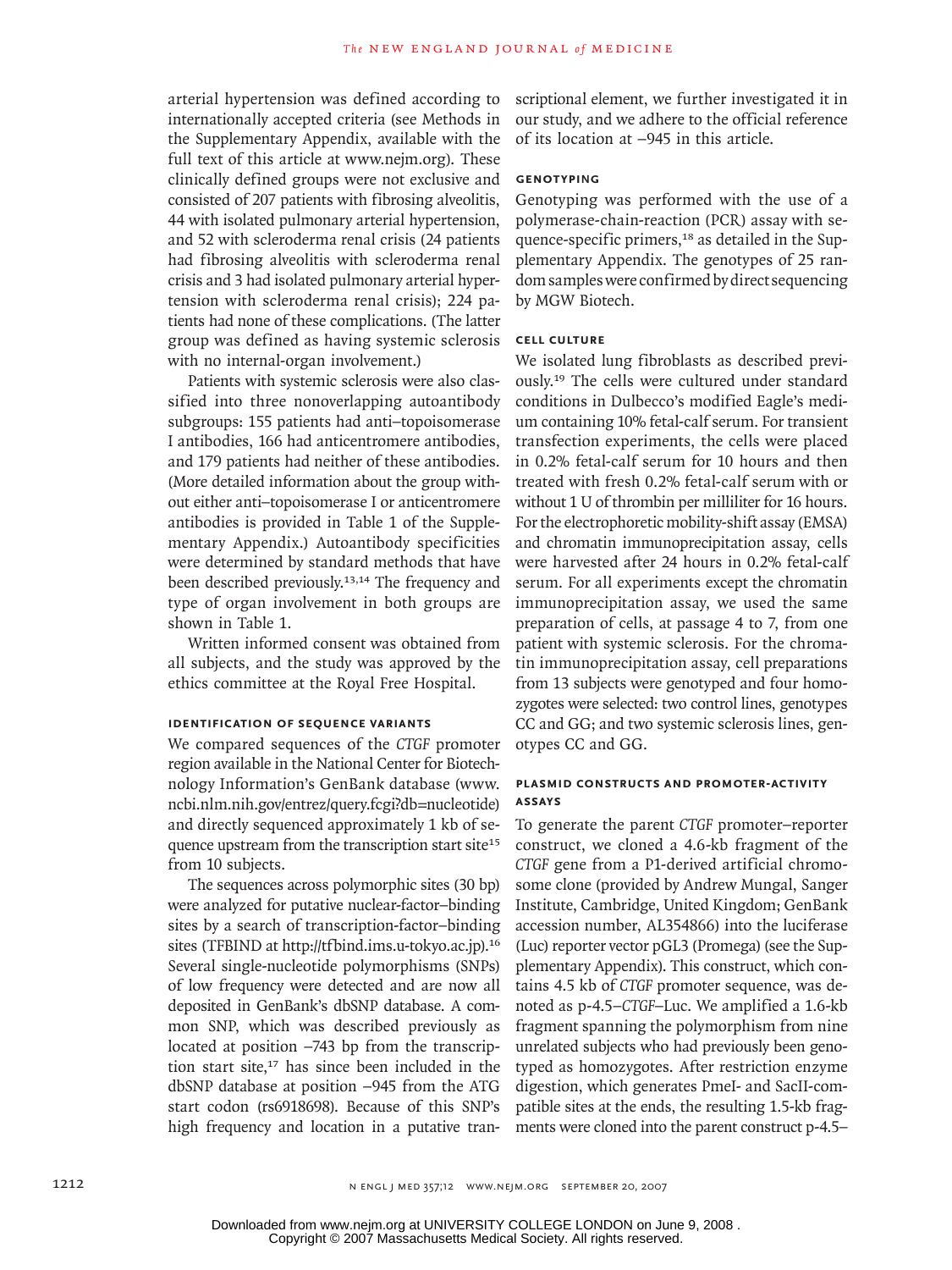arterial hypertension was defined according to internationally accepted criteria (see Methods in the Supplementary Appendix, available with the full text of this article at www.nejm.org). These clinically defined groups were not exclusive and consisted of 207 patients with fibrosing alveolitis, 44 with isolated pulmonary arterial hypertension, and 52 with scleroderma renal crisis (24 patients had fibrosing alveolitis with scleroderma renal crisis and 3 had isolated pulmonary arterial hypertension with scleroderma renal crisis); 224 patients had none of these complications. (The latter group was defined as having systemic sclerosis with no internal-organ involvement.)

Patients with systemic sclerosis were also classified into three nonoverlapping autoantibody subgroups: 155 patients had anti–topoisomerase I antibodies, 166 had anticentromere antibodies, and 179 patients had neither of these antibodies. (More detailed information about the group without either anti–topoisomerase I or anticentromere antibodies is provided in Table 1 of the Supplementary Appendix.) Autoantibody specificities were determined by standard methods that have been described previously.[13,14] The frequency and type of organ involvement in both groups are shown in Table 1.

Written informed consent was obtained from all subjects, and the study was approved by the ethics committee at the Royal Free Hospital.

### Identification of Sequence Variants

We compared sequences of the *CTGF* promoter region available in the National Center for Biotechnology Information's GenBank database (www.ncbi.nlm.nih.gov/entrez/query.fcgi?db=nucleotide) and directly sequenced approximately 1 kb of sequence upstream from the transcription start site[15] from 10 subjects.

The sequences across polymorphic sites (30 bp) were analyzed for putative nuclear-factor–binding sites by a search of transcription-factor–binding sites (TFBIND at http://tfbind.ims.u-tokyo.ac.jp).[16] Several single-nucleotide polymorphisms (SNPs) of low frequency were detected and are now all deposited in GenBank's dbSNP database. A common SNP, which was described previously as located at position −743 bp from the transcription start site,[17] has since been included in the dbSNP database at position −945 from the ATG start codon (rs6918698). Because of this SNP's high frequency and location in a putative transcriptional element, we further investigated it in our study, and we adhere to the official reference of its location at −945 in this article.

### Genotyping

Genotyping was performed with the use of a polymerase-chain-reaction (PCR) assay with sequence-specific primers,[18] as detailed in the Supplementary Appendix. The genotypes of 25 random samples were confirmed by direct sequencing by MGW Biotech.

### Cell Culture

We isolated lung fibroblasts as described previously.[19] The cells were cultured under standard conditions in Dulbecco's modified Eagle's medium containing 10% fetal-calf serum. For transient transfection experiments, the cells were placed in 0.2% fetal-calf serum for 10 hours and then treated with fresh 0.2% fetal-calf serum with or without 1 U of thrombin per milliliter for 16 hours. For the electrophoretic mobility-shift assay (EMSA) and chromatin immunoprecipitation assay, cells were harvested after 24 hours in 0.2% fetal-calf serum. For all experiments except the chromatin immunoprecipitation assay, we used the same preparation of cells, at passage 4 to 7, from one patient with systemic sclerosis. For the chromatin immunoprecipitation assay, cell preparations from 13 subjects were genotyped and four homozygotes were selected: two control lines, genotypes CC and GG; and two systemic sclerosis lines, genotypes CC and GG.

### Plasmid Constructs and Promoter-Activity Assays

To generate the parent *CTGF* promoter–reporter construct, we cloned a 4.6-kb fragment of the *CTGF* gene from a P1-derived artificial chromosome clone (provided by Andrew Mungal, Sanger Institute, Cambridge, United Kingdom; GenBank accession number, AL354866) into the luciferase (Luc) reporter vector pGL3 (Promega) (see the Supplementary Appendix). This construct, which contains 4.5 kb of *CTGF* promoter sequence, was denoted as p-4.5–*CTGF*–Luc. We amplified a 1.6-kb fragment spanning the polymorphism from nine unrelated subjects who had previously been genotyped as homozygotes. After restriction enzyme digestion, which generates PmeI- and SacII-compatible sites at the ends, the resulting 1.5-kb fragments were cloned into the parent construct p-4.5–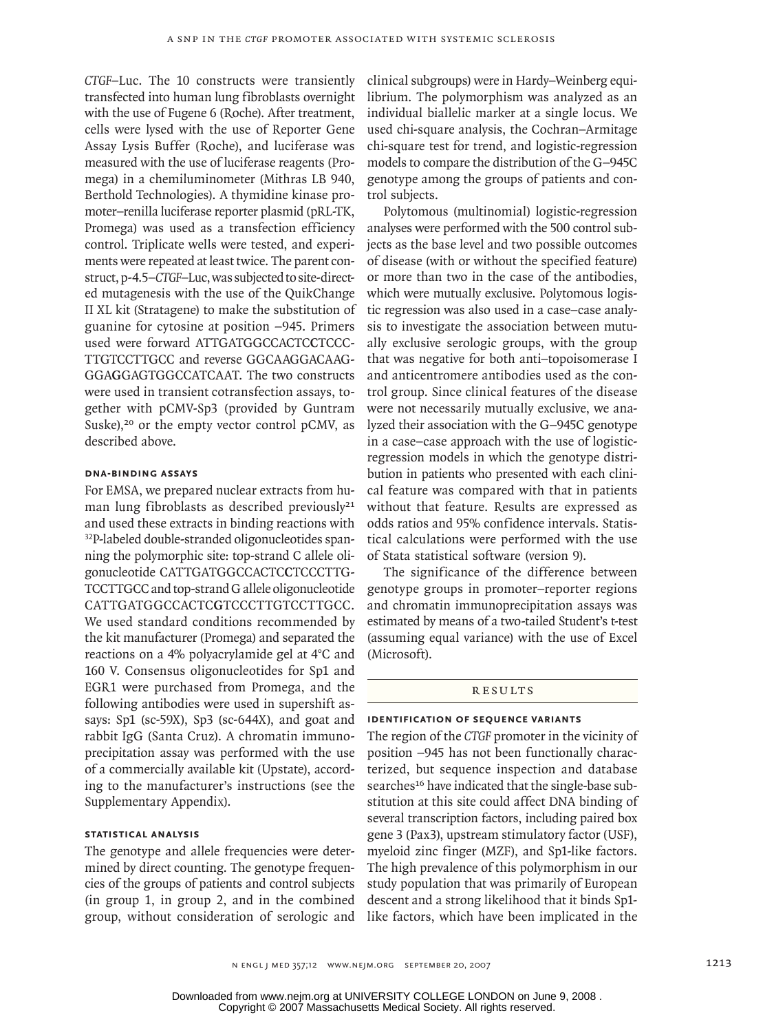*CTGF*–Luc. The 10 constructs were transiently transfected into human lung fibroblasts overnight with the use of Fugene 6 (Roche). After treatment, cells were lysed with the use of Reporter Gene Assay Lysis Buffer (Roche), and luciferase was measured with the use of luciferase reagents (Promega) in a chemiluminometer (Mithras LB 940, Berthold Technologies). A thymidine kinase promoter–renilla luciferase reporter plasmid (pRL-TK, Promega) was used as a transfection efficiency control. Triplicate wells were tested, and experiments were repeated at least twice. The parent construct, p-4.5–*CTGF*–Luc, was subjected to site-directed mutagenesis with the use of the QuikChange II XL kit (Stratagene) to make the substitution of guanine for cytosine at position −945. Primers used were forward ATTGATGGCCACTC**C**TCCCTTGTCCTTGCC and reverse GGCAAGGACAAGGGA**G**GAGTGGCCATCAAT. The two constructs were used in transient cotransfection assays, together with pCMV-Sp3 (provided by Guntram Suske),[20] or the empty vector control pCMV, as described above.

### DNA-Binding Assays

For EMSA, we prepared nuclear extracts from human lung fibroblasts as described previously[21] and used these extracts in binding reactions with $^{32}$P-labeled double-stranded oligonucleotides spanning the polymorphic site: top-strand C allele oligonucleotide CATTGATGGCCACTC**C**TCCCTTGTCCTTGCC and top-strand G allele oligonucleotide CATTGATGGCCACTC**G**TCCCTTGTCCTTGCC. We used standard conditions recommended by the kit manufacturer (Promega) and separated the reactions on a 4% polyacrylamide gel at 4°C and 160 V. Consensus oligonucleotides for Sp1 and EGR1 were purchased from Promega, and the following antibodies were used in supershift assays: Sp1 (sc-59X), Sp3 (sc-644X), and goat and rabbit IgG (Santa Cruz). A chromatin immunoprecipitation assay was performed with the use of a commercially available kit (Upstate), according to the manufacturer's instructions (see the Supplementary Appendix).

### Statistical Analysis

The genotype and allele frequencies were determined by direct counting. The genotype frequencies of the groups of patients and control subjects (in group 1, in group 2, and in the combined group, without consideration of serologic and clinical subgroups) were in Hardy–Weinberg equilibrium. The polymorphism was analyzed as an individual biallelic marker at a single locus. We used chi-square analysis, the Cochran–Armitage chi-square test for trend, and logistic-regression models to compare the distribution of the G−945C genotype among the groups of patients and control subjects.

Polytomous (multinomial) logistic-regression analyses were performed with the 500 control subjects as the base level and two possible outcomes of disease (with or without the specified feature) or more than two in the case of the antibodies, which were mutually exclusive. Polytomous logistic regression was also used in a case–case analysis to investigate the association between mutually exclusive serologic groups, with the group that was negative for both anti–topoisomerase I and anticentromere antibodies used as the control group. Since clinical features of the disease were not necessarily mutually exclusive, we analyzed their association with the G−945C genotype in a case–case approach with the use of logistic-regression models in which the genotype distribution in patients who presented with each clinical feature was compared with that in patients without that feature. Results are expressed as odds ratios and 95% confidence intervals. Statistical calculations were performed with the use of Stata statistical software (version 9).

The significance of the difference between genotype groups in promoter–reporter regions and chromatin immunoprecipitation assays was estimated by means of a two-tailed Student's t-test (assuming equal variance) with the use of Excel (Microsoft).

## Results

### Identification of Sequence Variants

The region of the *CTGF* promoter in the vicinity of position −945 has not been functionally characterized, but sequence inspection and database searches[16] have indicated that the single-base substitution at this site could affect DNA binding of several transcription factors, including paired box gene 3 (Pax3), upstream stimulatory factor (USF), myeloid zinc finger (MZF), and Sp1-like factors. The high prevalence of this polymorphism in our study population that was primarily of European descent and a strong likelihood that it binds Sp1-like factors, which have been implicated in the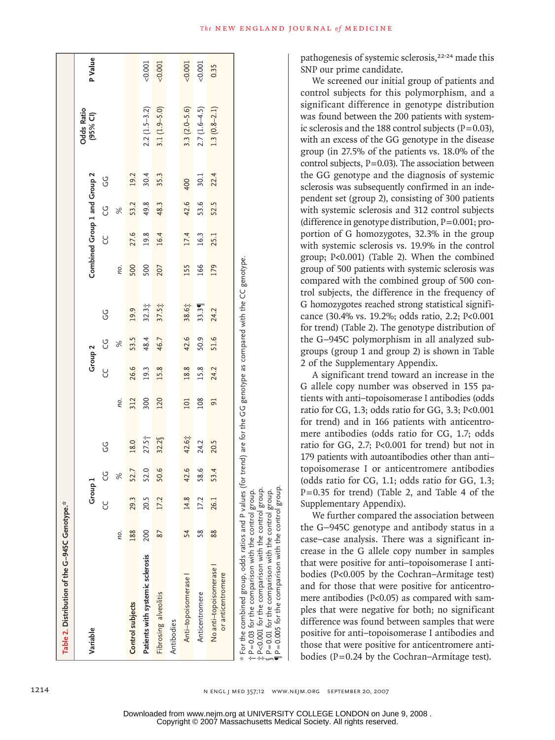**Table 2.** Distribution of the G–945C Genotype.*

| Variable | Group 1 | | | | Group 2 | | | | Combined Group 1 and Group 2 | | | | Odds Ratio (95% CI) | P Value |
|---|---|---|---|---|---|---|---|---|---|---|---|---|---|---|
| | | CC | CG | GG | | CC | CG | GG | | CC | CG | GG | | |
| | no. | | % | | no. | | % | | no. | | % | | | |
| Control subjects | 188 | 29.3 | 52.7 | 18.0 | 312 | 26.6 | 53.5 | 19.9 | 500 | 27.6 | 53.2 | 19.2 | | |
| Patients with systemic sclerosis | 200 | 20.5 | 52.0 | 27.5† | 300 | 19.3 | 48.4 | 32.3‡ | 500 | 19.8 | 49.8 | 30.4 | 2.2 (1.5–3.2) | <0.001 |
| Fibrosing alveolitis | 87 | 17.2 | 50.6 | 32.2§ | 120 | 15.8 | 46.7 | 37.5‡ | 207 | 16.4 | 48.3 | 35.3 | 3.1 (1.9–5.0) | <0.001 |
| Antibodies | | | | | | | | | | | | | | |
| Anti–topoisomerase I | 54 | 14.8 | 42.6 | 42.6‡ | 101 | 18.8 | 42.6 | 38.6‡ | 155 | 17.4 | 42.6 | 400 | 3.3 (2.0–5.6) | <0.001 |
| Anticentromere | 58 | 17.2 | 58.6 | 24.2 | 108 | 15.8 | 50.9 | 33.3¶ | 166 | 16.3 | 53.6 | 30.1 | 2.7 (1.6–4.5) | <0.001 |
| No anti–topoisomerase I or anticentromere | 88 | 26.1 | 53.4 | 20.5 | 91 | 24.2 | 51.6 | 24.2 | 179 | 25.1 | 52.5 | 22.4 | 1.3 (0.8–2.1) | 0.35 |

\* For the combined group, odds ratios and P values (for trend) are for the GG genotype as compared with the CC genotype.
† P=0.03 for the comparison with the control group.
‡ P<0.001 for the comparison with the control group.
§ P=0.01 for the comparison with the control group.
¶ P=0.005 for the comparison with the control group.

pathogenesis of systemic sclerosis,[22-24] made this SNP our prime candidate.

We screened our initial group of patients and control subjects for this polymorphism, and a significant difference in genotype distribution was found between the 200 patients with systemic sclerosis and the 188 control subjects (P=0.03), with an excess of the GG genotype in the disease group (in 27.5% of the patients vs. 18.0% of the control subjects, P=0.03). The association between the GG genotype and the diagnosis of systemic sclerosis was subsequently confirmed in an independent set (group 2), consisting of 300 patients with systemic sclerosis and 312 control subjects (difference in genotype distribution, P=0.001; proportion of G homozygotes, 32.3% in the group with systemic sclerosis vs. 19.9% in the control group; P<0.001) (Table 2). When the combined group of 500 patients with systemic sclerosis was compared with the combined group of 500 control subjects, the difference in the frequency of G homozygotes reached strong statistical significance (30.4% vs. 19.2%; odds ratio, 2.2; P<0.001 for trend) (Table 2). The genotype distribution of the G–945C polymorphism in all analyzed subgroups (group 1 and group 2) is shown in Table 2 of the Supplementary Appendix.

A significant trend toward an increase in the G allele copy number was observed in 155 patients with anti–topoisomerase I antibodies (odds ratio for CG, 1.3; odds ratio for GG, 3.3; P<0.001 for trend) and in 166 patients with anticentromere antibodies (odds ratio for CG, 1.7; odds ratio for GG, 2.7; P<0.001 for trend) but not in 179 patients with autoantibodies other than anti–topoisomerase I or anticentromere antibodies (odds ratio for CG, 1.1; odds ratio for GG, 1.3; P=0.35 for trend) (Table 2, and Table 4 of the Supplementary Appendix).

We further compared the association between the G–945C genotype and antibody status in a case–case analysis. There was a significant increase in the G allele copy number in samples that were positive for anti–topoisomerase I antibodies (P<0.005 by the Cochran–Armitage test) and for those that were positive for anticentromere antibodies (P<0.05) as compared with samples that were negative for both; no significant difference was found between samples that were positive for anti–topoisomerase I antibodies and those that were positive for anticentromere antibodies (P=0.24 by the Cochran–Armitage test).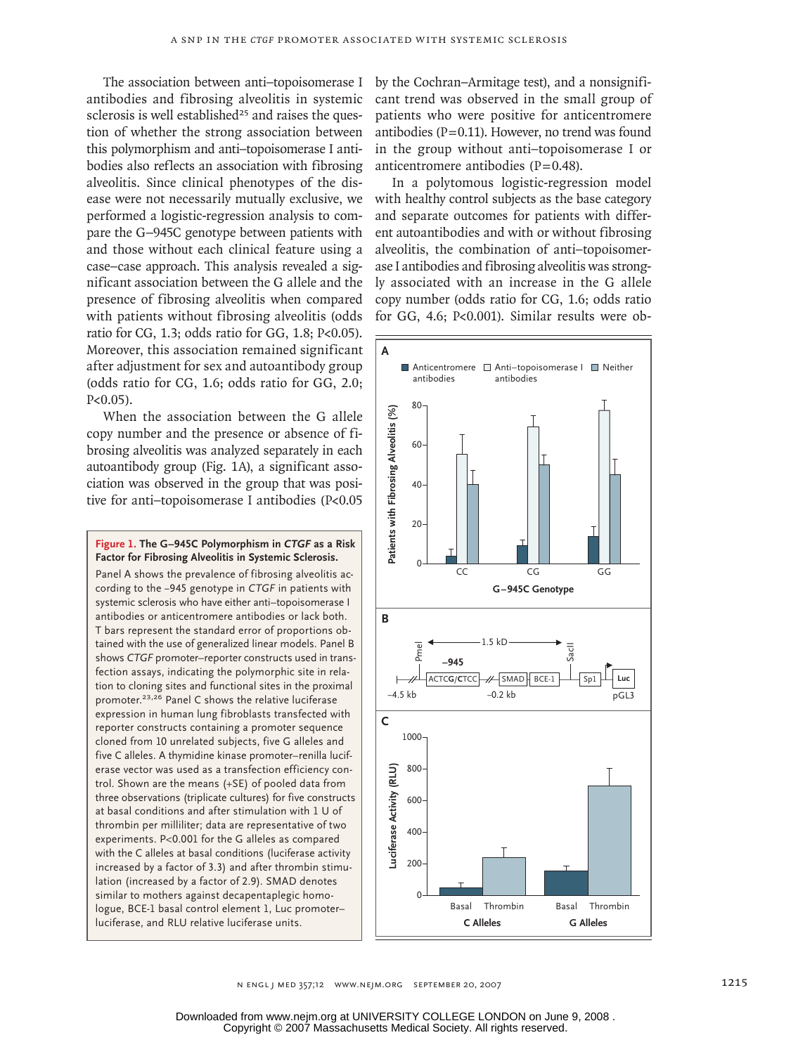The association between anti–topoisomerase I antibodies and fibrosing alveolitis in systemic sclerosis is well established[25] and raises the question of whether the strong association between this polymorphism and anti–topoisomerase I antibodies also reflects an association with fibrosing alveolitis. Since clinical phenotypes of the disease were not necessarily mutually exclusive, we performed a logistic-regression analysis to compare the G–945C genotype between patients with and those without each clinical feature using a case–case approach. This analysis revealed a significant association between the G allele and the presence of fibrosing alveolitis when compared with patients without fibrosing alveolitis (odds ratio for CG, 1.3; odds ratio for GG, 1.8; $P<0.05$). Moreover, this association remained significant after adjustment for sex and autoantibody group (odds ratio for CG, 1.6; odds ratio for GG, 2.0; $P<0.05$).

When the association between the G allele copy number and the presence or absence of fibrosing alveolitis was analyzed separately in each autoantibody group (Fig. 1A), a significant association was observed in the group that was positive for anti–topoisomerase I antibodies ($P<0.05$ by the Cochran–Armitage test), and a nonsignificant trend was observed in the small group of patients who were positive for anticentromere antibodies ($P=0.11$). However, no trend was found in the group without anti–topoisomerase I or anticentromere antibodies ($P=0.48$).

In a polytomous logistic-regression model with healthy control subjects as the base category and separate outcomes for patients with different autoantibodies and with or without fibrosing alveolitis, the combination of anti–topoisomerase I antibodies and fibrosing alveolitis was strongly associated with an increase in the G allele copy number (odds ratio for CG, 1.6; odds ratio for GG, 4.6; $P<0.001$). Similar results were ob-

**Figure 1. The G–945C Polymorphism in *CTGF* as a Risk Factor for Fibrosing Alveolitis in Systemic Sclerosis.**

Panel A shows the prevalence of fibrosing alveolitis according to the –945 genotype in *CTGF* in patients with systemic sclerosis who have either anti–topoisomerase I antibodies or anticentromere antibodies or lack both. T bars represent the standard error of proportions obtained with the use of generalized linear models. Panel B shows *CTGF* promoter–reporter constructs used in transfection assays, indicating the polymorphic site in relation to cloning sites and functional sites in the proximal promoter.[23,26] Panel C shows the relative luciferase expression in human lung fibroblasts transfected with reporter constructs containing a promoter sequence cloned from 10 unrelated subjects, five G alleles and five C alleles. A thymidine kinase promoter–renilla luciferase vector was used as a transfection efficiency control. Shown are the means (+SE) of pooled data from three observations (triplicate cultures) for five constructs at basal conditions and after stimulation with 1 U of thrombin per milliliter; data are representative of two experiments. $P<0.001$ for the G alleles as compared with the C alleles at basal conditions (luciferase activity increased by a factor of 3.3) and after thrombin stimulation (increased by a factor of 2.9). SMAD denotes similar to mothers against decapentaplegic homologue, BCE-1 basal control element 1, Luc promoter–luciferase, and RLU relative luciferase units.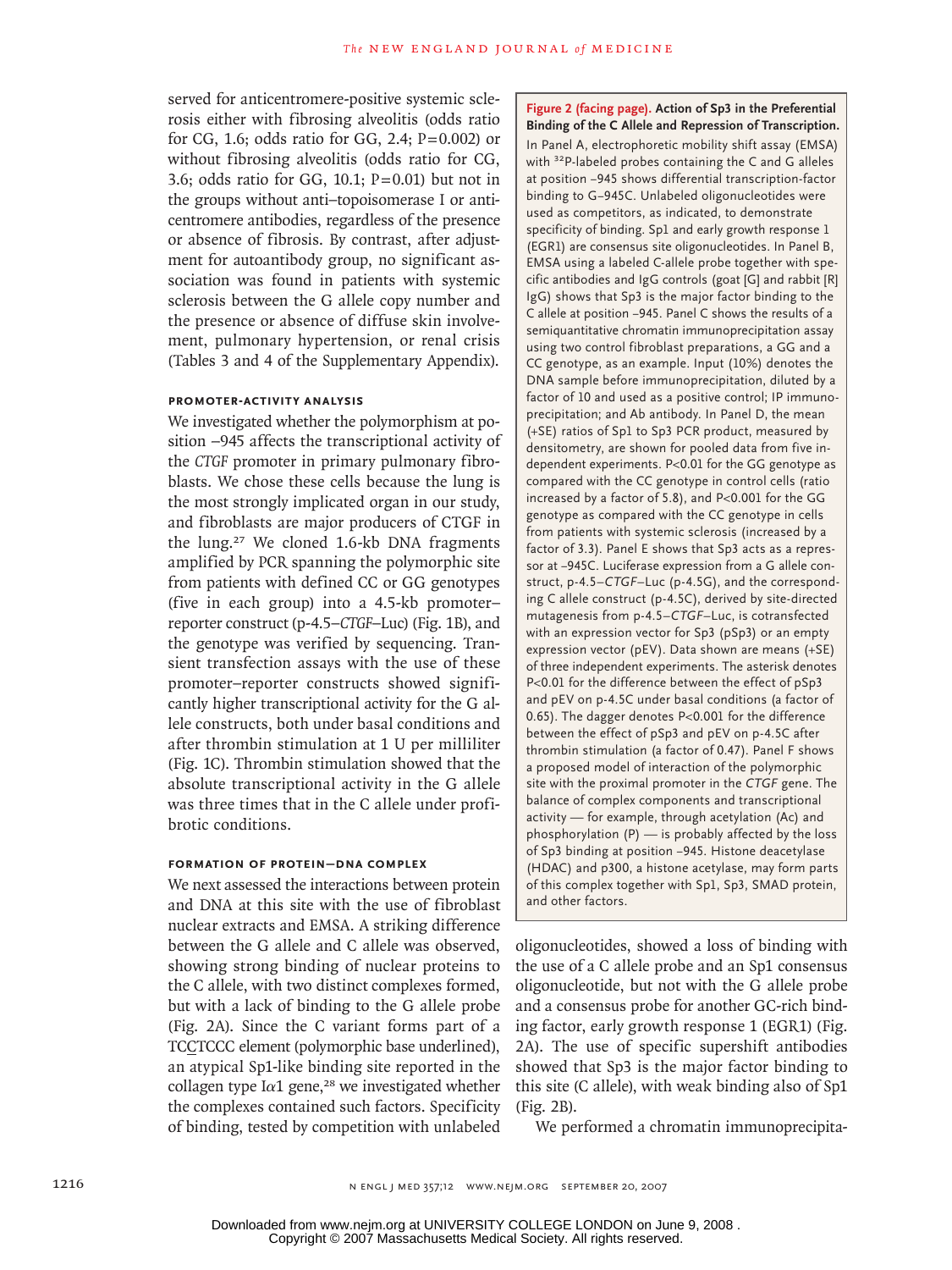served for anticentromere-positive systemic sclerosis either with fibrosing alveolitis (odds ratio for CG, 1.6; odds ratio for GG, 2.4; P=0.002) or without fibrosing alveolitis (odds ratio for CG, 3.6; odds ratio for GG, 10.1; P=0.01) but not in the groups without anti–topoisomerase I or anticentromere antibodies, regardless of the presence or absence of fibrosis. By contrast, after adjustment for autoantibody group, no significant association was found in patients with systemic sclerosis between the G allele copy number and the presence or absence of diffuse skin involvement, pulmonary hypertension, or renal crisis (Tables 3 and 4 of the Supplementary Appendix).

### PROMOTER-ACTIVITY ANALYSIS

We investigated whether the polymorphism at position –945 affects the transcriptional activity of the *CTGF* promoter in primary pulmonary fibroblasts. We chose these cells because the lung is the most strongly implicated organ in our study, and fibroblasts are major producers of CTGF in the lung.[27] We cloned 1.6-kb DNA fragments amplified by PCR spanning the polymorphic site from patients with defined CC or GG genotypes (five in each group) into a 4.5-kb promoter–reporter construct (p-4.5–*CTGF*–Luc) (Fig. 1B), and the genotype was verified by sequencing. Transient transfection assays with the use of these promoter–reporter constructs showed significantly higher transcriptional activity for the G allele constructs, both under basal conditions and after thrombin stimulation at 1 U per milliliter (Fig. 1C). Thrombin stimulation showed that the absolute transcriptional activity in the G allele was three times that in the C allele under profibrotic conditions.

### FORMATION OF PROTEIN–DNA COMPLEX

We next assessed the interactions between protein and DNA at this site with the use of fibroblast nuclear extracts and EMSA. A striking difference between the G allele and C allele was observed, showing strong binding of nuclear proteins to the C allele, with two distinct complexes formed, but with a lack of binding to the G allele probe (Fig. 2A). Since the C variant forms part of a TC<u>C</u>TCCC element (polymorphic base underlined), an atypical Sp1-like binding site reported in the collagen type Iα1 gene,[28] we investigated whether the complexes contained such factors. Specificity of binding, tested by competition with unlabeled oligonucleotides, showed a loss of binding with the use of a C allele probe and an Sp1 consensus oligonucleotide, but not with the G allele probe and a consensus probe for another GC-rich binding factor, early growth response 1 (EGR1) (Fig. 2A). The use of specific supershift antibodies showed that Sp3 is the major factor binding to this site (C allele), with weak binding also of Sp1 (Fig. 2B).

We performed a chromatin immunoprecipita-

**Figure 2 (facing page). Action of Sp3 in the Preferential Binding of the C Allele and Repression of Transcription.**
In Panel A, electrophoretic mobility shift assay (EMSA) with $^{32}$P-labeled probes containing the C and G alleles at position –945 shows differential transcription-factor binding to G–945C. Unlabeled oligonucleotides were used as competitors, as indicated, to demonstrate specificity of binding. Sp1 and early growth response 1 (EGR1) are consensus site oligonucleotides. In Panel B, EMSA using a labeled C-allele probe together with specific antibodies and IgG controls (goat [G] and rabbit [R] IgG) shows that Sp3 is the major factor binding to the C allele at position –945. Panel C shows the results of a semiquantitative chromatin immunoprecipitation assay using two control fibroblast preparations, a GG and a CC genotype, as an example. Input (10%) denotes the DNA sample before immunoprecipitation, diluted by a factor of 10 and used as a positive control; IP immunoprecipitation; and Ab antibody. In Panel D, the mean (+SE) ratios of Sp1 to Sp3 PCR product, measured by densitometry, are shown for pooled data from five independent experiments. P<0.01 for the GG genotype as compared with the CC genotype in control cells (ratio increased by a factor of 5.8), and P<0.001 for the GG genotype as compared with the CC genotype in cells from patients with systemic sclerosis (increased by a factor of 3.3). Panel E shows that Sp3 acts as a repressor at –945C. Luciferase expression from a G allele construct, p-4.5–*CTGF*–Luc (p-4.5G), and the corresponding C allele construct (p-4.5C), derived by site-directed mutagenesis from p-4.5–*CTGF*–Luc, is cotransfected with an expression vector for Sp3 (pSp3) or an empty expression vector (pEV). Data shown are means (+SE) of three independent experiments. The asterisk denotes P<0.01 for the difference between the effect of pSp3 and pEV on p-4.5C under basal conditions (a factor of 0.65). The dagger denotes P<0.001 for the difference between the effect of pSp3 and pEV on p-4.5C after thrombin stimulation (a factor of 0.47). Panel F shows a proposed model of interaction of the polymorphic site with the proximal promoter in the *CTGF* gene. The balance of complex components and transcriptional activity — for example, through acetylation (Ac) and phosphorylation (P) — is probably affected by the loss of Sp3 binding at position –945. Histone deacetylase (HDAC) and p300, a histone acetylase, may form parts of this complex together with Sp1, Sp3, SMAD protein, and other factors.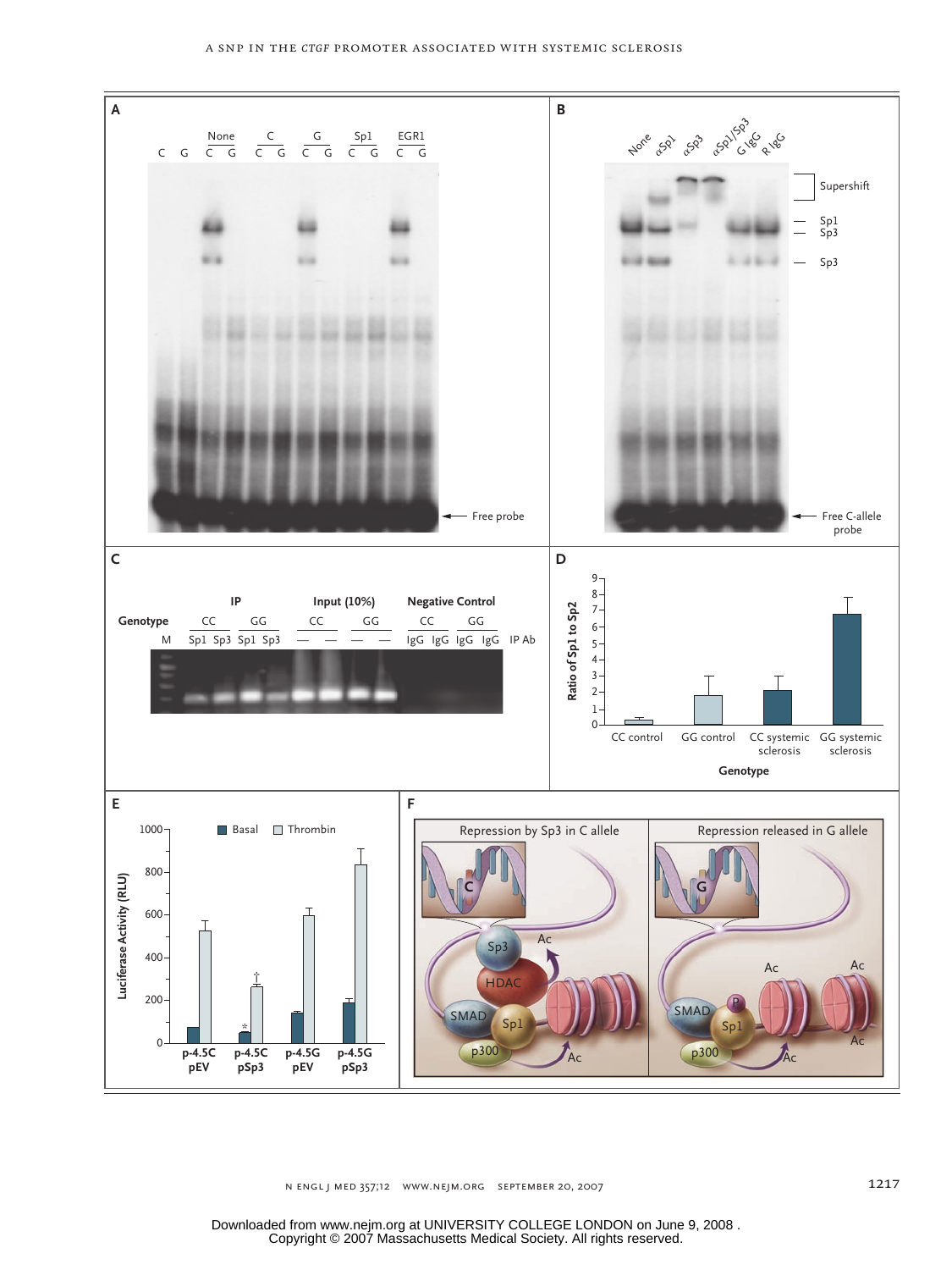**A**

C G | None: C G | C: C G | G: C G | Sp1: C G | EGR1: C G

Free probe

**B**

None, αSp1, αSp3, αSp1/Sp3, G IgG, R IgG

Supershift

Sp1

Sp3

Sp3

Free C-allele probe

**C**

| Genotype | IP | | | | Input (10%) | | | | Negative Control | | | | |
|---|---|---|---|---|---|---|---|---|---|---|---|---|---|
| | CC | | GG | | CC | | GG | | CC | | GG | | |
| M | Sp1 | Sp3 | Sp1 | Sp3 | — | — | — | — | IgG | IgG | IgG | IgG | IP Ab |

**D**

Ratio of Sp1 to Sp2

Genotype: CC control, GG control, CC systemic sclerosis, GG systemic sclerosis

**E**

Luciferase Activity (RLU)

Basal, Thrombin

p-4.5C pEV, p-4.5C pSp3, p-4.5G pEV, p-4.5G pSp3

**F**

Repression by Sp3 in C allele

Repression released in G allele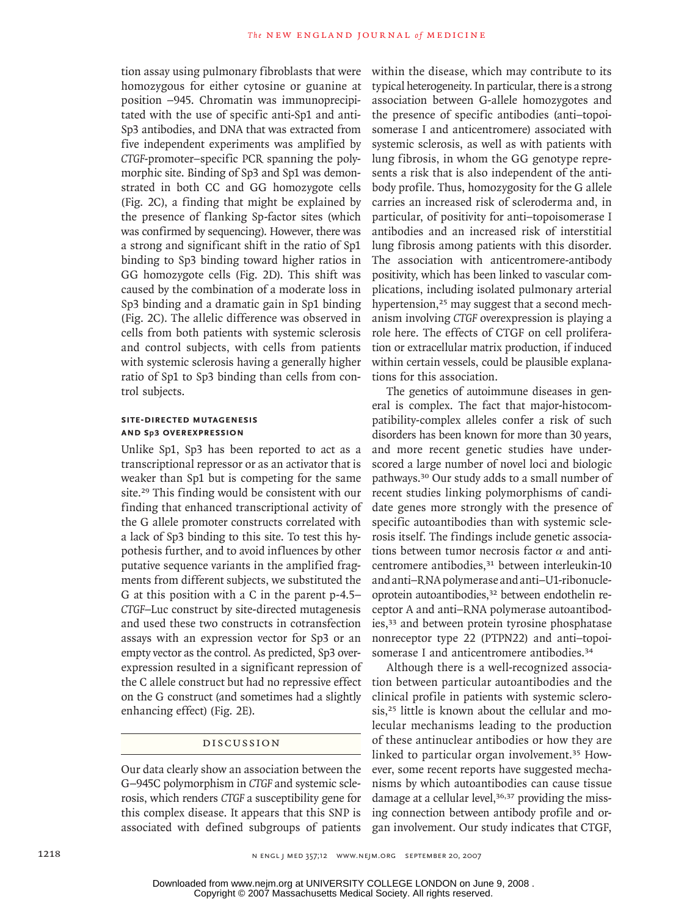tion assay using pulmonary fibroblasts that were homozygous for either cytosine or guanine at position −945. Chromatin was immunoprecipitated with the use of specific anti-Sp1 and anti-Sp3 antibodies, and DNA that was extracted from five independent experiments was amplified by *CTGF*-promoter–specific PCR spanning the polymorphic site. Binding of Sp3 and Sp1 was demonstrated in both CC and GG homozygote cells (Fig. 2C), a finding that might be explained by the presence of flanking Sp-factor sites (which was confirmed by sequencing). However, there was a strong and significant shift in the ratio of Sp1 binding to Sp3 binding toward higher ratios in GG homozygote cells (Fig. 2D). This shift was caused by the combination of a moderate loss in Sp3 binding and a dramatic gain in Sp1 binding (Fig. 2C). The allelic difference was observed in cells from both patients with systemic sclerosis and control subjects, with cells from patients with systemic sclerosis having a generally higher ratio of Sp1 to Sp3 binding than cells from control subjects.

### SITE-DIRECTED MUTAGENESIS AND Sp3 OVEREXPRESSION

Unlike Sp1, Sp3 has been reported to act as a transcriptional repressor or as an activator that is weaker than Sp1 but is competing for the same site.[29] This finding would be consistent with our finding that enhanced transcriptional activity of the G allele promoter constructs correlated with a lack of Sp3 binding to this site. To test this hypothesis further, and to avoid influences by other putative sequence variants in the amplified fragments from different subjects, we substituted the G at this position with a C in the parent p-4.5–*CTGF*–Luc construct by site-directed mutagenesis and used these two constructs in cotransfection assays with an expression vector for Sp3 or an empty vector as the control. As predicted, Sp3 overexpression resulted in a significant repression of the C allele construct but had no repressive effect on the G construct (and sometimes had a slightly enhancing effect) (Fig. 2E).

## DISCUSSION

Our data clearly show an association between the G−945C polymorphism in *CTGF* and systemic sclerosis, which renders *CTGF* a susceptibility gene for this complex disease. It appears that this SNP is associated with defined subgroups of patients within the disease, which may contribute to its typical heterogeneity. In particular, there is a strong association between G-allele homozygotes and the presence of specific antibodies (anti–topoisomerase I and anticentromere) associated with systemic sclerosis, as well as with patients with lung fibrosis, in whom the GG genotype represents a risk that is also independent of the antibody profile. Thus, homozygosity for the G allele carries an increased risk of scleroderma and, in particular, of positivity for anti–topoisomerase I antibodies and an increased risk of interstitial lung fibrosis among patients with this disorder. The association with anticentromere-antibody positivity, which has been linked to vascular complications, including isolated pulmonary arterial hypertension,[25] may suggest that a second mechanism involving *CTGF* overexpression is playing a role here. The effects of CTGF on cell proliferation or extracellular matrix production, if induced within certain vessels, could be plausible explanations for this association.

The genetics of autoimmune diseases in general is complex. The fact that major-histocompatibility-complex alleles confer a risk of such disorders has been known for more than 30 years, and more recent genetic studies have underscored a large number of novel loci and biologic pathways.[30] Our study adds to a small number of recent studies linking polymorphisms of candidate genes more strongly with the presence of specific autoantibodies than with systemic sclerosis itself. The findings include genetic associations between tumor necrosis factor $\alpha$ and anticentromere antibodies,[31] between interleukin-10 and anti–RNA polymerase and anti–U1-ribonucleoprotein autoantibodies,[32] between endothelin receptor A and anti–RNA polymerase autoantibodies,[33] and between protein tyrosine phosphatase nonreceptor type 22 (PTPN22) and anti–topoisomerase I and anticentromere antibodies.[34]

Although there is a well-recognized association between particular autoantibodies and the clinical profile in patients with systemic sclerosis,[25] little is known about the cellular and molecular mechanisms leading to the production of these antinuclear antibodies or how they are linked to particular organ involvement.[35] However, some recent reports have suggested mechanisms by which autoantibodies can cause tissue damage at a cellular level,[36,37] providing the missing connection between antibody profile and organ involvement. Our study indicates that CTGF,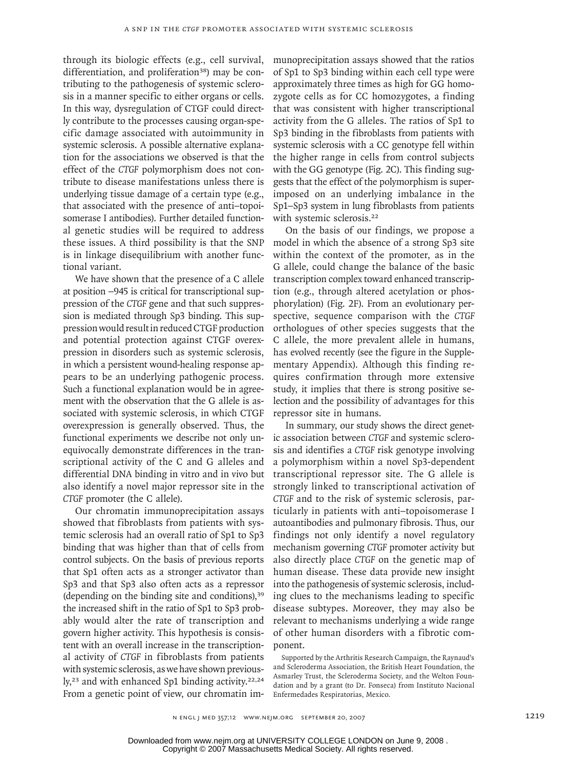through its biologic effects (e.g., cell survival, differentiation, and proliferation[38]) may be contributing to the pathogenesis of systemic sclerosis in a manner specific to either organs or cells. In this way, dysregulation of CTGF could directly contribute to the processes causing organ-specific damage associated with autoimmunity in systemic sclerosis. A possible alternative explanation for the associations we observed is that the effect of the *CTGF* polymorphism does not contribute to disease manifestations unless there is underlying tissue damage of a certain type (e.g., that associated with the presence of anti–topoisomerase I antibodies). Further detailed functional genetic studies will be required to address these issues. A third possibility is that the SNP is in linkage disequilibrium with another functional variant.

We have shown that the presence of a C allele at position −945 is critical for transcriptional suppression of the *CTGF* gene and that such suppression is mediated through Sp3 binding. This suppression would result in reduced CTGF production and potential protection against CTGF overexpression in disorders such as systemic sclerosis, in which a persistent wound-healing response appears to be an underlying pathogenic process. Such a functional explanation would be in agreement with the observation that the G allele is associated with systemic sclerosis, in which CTGF overexpression is generally observed. Thus, the functional experiments we describe not only unequivocally demonstrate differences in the transcriptional activity of the C and G alleles and differential DNA binding in vitro and in vivo but also identify a novel major repressor site in the *CTGF* promoter (the C allele).

Our chromatin immunoprecipitation assays showed that fibroblasts from patients with systemic sclerosis had an overall ratio of Sp1 to Sp3 binding that was higher than that of cells from control subjects. On the basis of previous reports that Sp1 often acts as a stronger activator than Sp3 and that Sp3 also often acts as a repressor (depending on the binding site and conditions),[39] the increased shift in the ratio of Sp1 to Sp3 probably would alter the rate of transcription and govern higher activity. This hypothesis is consistent with an overall increase in the transcriptional activity of *CTGF* in fibroblasts from patients with systemic sclerosis, as we have shown previously,[23] and with enhanced Sp1 binding activity.[22,24] From a genetic point of view, our chromatin immunoprecipitation assays showed that the ratios of Sp1 to Sp3 binding within each cell type were approximately three times as high for GG homozygote cells as for CC homozygotes, a finding that was consistent with higher transcriptional activity from the G alleles. The ratios of Sp1 to Sp3 binding in the fibroblasts from patients with systemic sclerosis with a CC genotype fell within the higher range in cells from control subjects with the GG genotype (Fig. 2C). This finding suggests that the effect of the polymorphism is superimposed on an underlying imbalance in the Sp1–Sp3 system in lung fibroblasts from patients with systemic sclerosis.[22]

On the basis of our findings, we propose a model in which the absence of a strong Sp3 site within the context of the promoter, as in the G allele, could change the balance of the basic transcription complex toward enhanced transcription (e.g., through altered acetylation or phosphorylation) (Fig. 2F). From an evolutionary perspective, sequence comparison with the *CTGF* orthologues of other species suggests that the C allele, the more prevalent allele in humans, has evolved recently (see the figure in the Supplementary Appendix). Although this finding requires confirmation through more extensive study, it implies that there is strong positive selection and the possibility of advantages for this repressor site in humans.

In summary, our study shows the direct genetic association between *CTGF* and systemic sclerosis and identifies a *CTGF* risk genotype involving a polymorphism within a novel Sp3-dependent transcriptional repressor site. The G allele is strongly linked to transcriptional activation of *CTGF* and to the risk of systemic sclerosis, particularly in patients with anti–topoisomerase I autoantibodies and pulmonary fibrosis. Thus, our findings not only identify a novel regulatory mechanism governing *CTGF* promoter activity but also directly place *CTGF* on the genetic map of human disease. These data provide new insight into the pathogenesis of systemic sclerosis, including clues to the mechanisms leading to specific disease subtypes. Moreover, they may also be relevant to mechanisms underlying a wide range of other human disorders with a fibrotic component.

Supported by the Arthritis Research Campaign, the Raynaud's and Scleroderma Association, the British Heart Foundation, the Asmarley Trust, the Scleroderma Society, and the Welton Foundation and by a grant (to Dr. Fonseca) from Instituto Nacional Enfermedades Respiratorias, Mexico.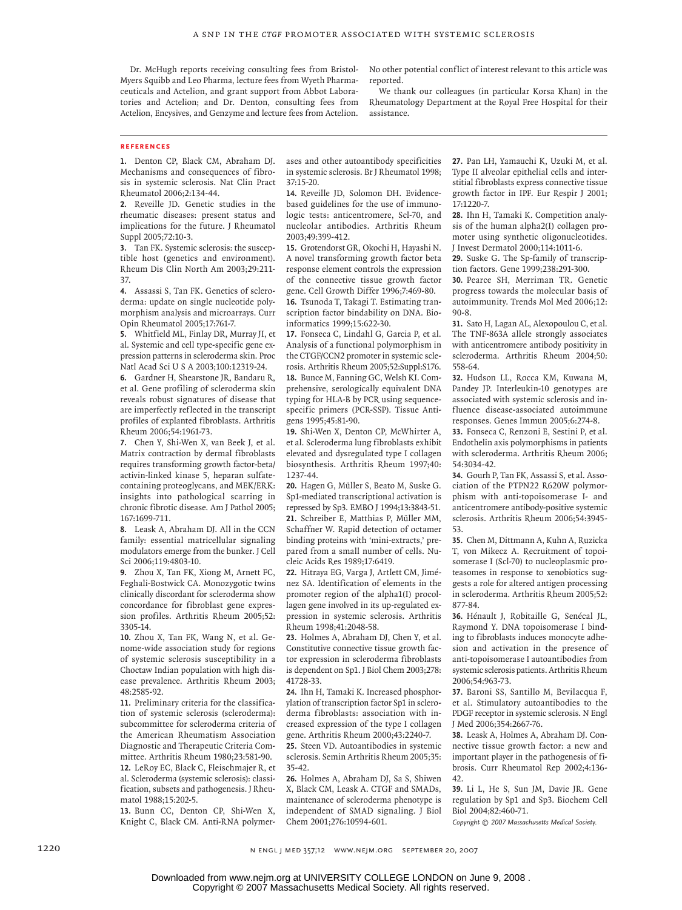Dr. McHugh reports receiving consulting fees from Bristol-Myers Squibb and Leo Pharma, lecture fees from Wyeth Pharmaceuticals and Actelion, and grant support from Abbot Laboratories and Actelion; and Dr. Denton, consulting fees from Actelion, Encysives, and Genzyme and lecture fees from Actelion. No other potential conflict of interest relevant to this article was reported.

We thank our colleagues (in particular Korsa Khan) in the Rheumatology Department at the Royal Free Hospital for their assistance.

## References

1. Denton CP, Black CM, Abraham DJ. Mechanisms and consequences of fibrosis in systemic sclerosis. Nat Clin Pract Rheumatol 2006;2:134-44.
2. Reveille JD. Genetic studies in the rheumatic diseases: present status and implications for the future. J Rheumatol Suppl 2005;72:10-3.
3. Tan FK. Systemic sclerosis: the susceptible host (genetics and environment). Rheum Dis Clin North Am 2003;29:211-37.
4. Assassi S, Tan FK. Genetics of scleroderma: update on single nucleotide polymorphism analysis and microarrays. Curr Opin Rheumatol 2005;17:761-7.
5. Whitfield ML, Finlay DR, Murray JI, et al. Systemic and cell type-specific gene expression patterns in scleroderma skin. Proc Natl Acad Sci U S A 2003;100:12319-24.
6. Gardner H, Shearstone JR, Bandaru R, et al. Gene profiling of scleroderma skin reveals robust signatures of disease that are imperfectly reflected in the transcript profiles of explanted fibroblasts. Arthritis Rheum 2006;54:1961-73.
7. Chen Y, Shi-Wen X, van Beek J, et al. Matrix contraction by dermal fibroblasts requires transforming growth factor-beta/activin-linked kinase 5, heparan sulfate-containing proteoglycans, and MEK/ERK: insights into pathological scarring in chronic fibrotic disease. Am J Pathol 2005; 167:1699-711.
8. Leask A, Abraham DJ. All in the CCN family: essential matricellular signaling modulators emerge from the bunker. J Cell Sci 2006;119:4803-10.
9. Zhou X, Tan FK, Xiong M, Arnett FC, Feghali-Bostwick CA. Monozygotic twins clinically discordant for scleroderma show concordance for fibroblast gene expression profiles. Arthritis Rheum 2005;52: 3305-14.
10. Zhou X, Tan FK, Wang N, et al. Genome-wide association study for regions of systemic sclerosis susceptibility in a Choctaw Indian population with high disease prevalence. Arthritis Rheum 2003; 48:2585-92.
11. Preliminary criteria for the classification of systemic sclerosis (scleroderma): subcommittee for scleroderma criteria of the American Rheumatism Association Diagnostic and Therapeutic Criteria Committee. Arthritis Rheum 1980;23:581-90.
12. LeRoy EC, Black C, Fleischmajer R, et al. Scleroderma (systemic sclerosis): classification, subsets and pathogenesis. J Rheumatol 1988;15:202-5.
13. Bunn CC, Denton CP, Shi-Wen X, Knight C, Black CM. Anti-RNA polymerases and other autoantibody specificities in systemic sclerosis. Br J Rheumatol 1998; 37:15-20.
14. Reveille JD, Solomon DH. Evidence-based guidelines for the use of immunologic tests: anticentromere, Scl-70, and nucleolar antibodies. Arthritis Rheum 2003;49:399-412.
15. Grotendorst GR, Okochi H, Hayashi N. A novel transforming growth factor beta response element controls the expression of the connective tissue growth factor gene. Cell Growth Differ 1996;7:469-80.
16. Tsunoda T, Takagi T. Estimating transcription factor bindability on DNA. Bioinformatics 1999;15:622-30.
17. Fonseca C, Lindahl G, Garcia P, et al. Analysis of a functional polymorphism in the CTGF/CCN2 promoter in systemic sclerosis. Arthritis Rheum 2005;52:Suppl:S176.
18. Bunce M, Fanning GC, Welsh KI. Comprehensive, serologically equivalent DNA typing for HLA-B by PCR using sequence-specific primers (PCR-SSP). Tissue Antigens 1995;45:81-90.
19. Shi-Wen X, Denton CP, McWhirter A, et al. Scleroderma lung fibroblasts exhibit elevated and dysregulated type I collagen biosynthesis. Arthritis Rheum 1997;40: 1237-44.
20. Hagen G, Müller S, Beato M, Suske G. Sp1-mediated transcriptional activation is repressed by Sp3. EMBO J 1994;13:3843-51.
21. Schreiber E, Matthias P, Müller MM, Schaffner W. Rapid detection of octamer binding proteins with 'mini-extracts,' prepared from a small number of cells. Nucleic Acids Res 1989;17:6419.
22. Hitraya EG, Varga J, Artlett CM, Jiménez SA. Identification of elements in the promoter region of the alpha1(I) procollagen gene involved in its up-regulated expression in systemic sclerosis. Arthritis Rheum 1998;41:2048-58.
23. Holmes A, Abraham DJ, Chen Y, et al. Constitutive connective tissue growth factor expression in scleroderma fibroblasts is dependent on Sp1. J Biol Chem 2003;278: 41728-33.
24. Ihn H, Tamaki K. Increased phosphorylation of transcription factor Sp1 in scleroderma fibroblasts: association with increased expression of the type I collagen gene. Arthritis Rheum 2000;43:2240-7.
25. Steen VD. Autoantibodies in systemic sclerosis. Semin Arthritis Rheum 2005;35: 35-42.
26. Holmes A, Abraham DJ, Sa S, Shiwen X, Black CM, Leask A. CTGF and SMADs, maintenance of scleroderma phenotype is independent of SMAD signaling. J Biol Chem 2001;276:10594-601.
27. Pan LH, Yamauchi K, Uzuki M, et al. Type II alveolar epithelial cells and interstitial fibroblasts express connective tissue growth factor in IPF. Eur Respir J 2001; 17:1220-7.
28. Ihn H, Tamaki K. Competition analysis of the human alpha2(I) collagen promoter using synthetic oligonucleotides. J Invest Dermatol 2000;114:1011-6.
29. Suske G. The Sp-family of transcription factors. Gene 1999;238:291-300.
30. Pearce SH, Merriman TR. Genetic progress towards the molecular basis of autoimmunity. Trends Mol Med 2006;12: 90-8.
31. Sato H, Lagan AL, Alexopoulou C, et al. The TNF-863A allele strongly associates with anticentromere antibody positivity in scleroderma. Arthritis Rheum 2004;50: 558-64.
32. Hudson LL, Rocca KM, Kuwana M, Pandey JP. Interleukin-10 genotypes are associated with systemic sclerosis and influence disease-associated autoimmune responses. Genes Immun 2005;6:274-8.
33. Fonseca C, Renzoni E, Sestini P, et al. Endothelin axis polymorphisms in patients with scleroderma. Arthritis Rheum 2006; 54:3034-42.
34. Gourh P, Tan FK, Assassi S, et al. Association of the PTPN22 R620W polymorphism with anti-topoisomerase I- and anticentromere antibody-positive systemic sclerosis. Arthritis Rheum 2006;54:3945-53.
35. Chen M, Dittmann A, Kuhn A, Ruzicka T, von Mikecz A. Recruitment of topoisomerase I (Scl-70) to nucleoplasmic proteasomes in response to xenobiotics suggests a role for altered antigen processing in scleroderma. Arthritis Rheum 2005;52: 877-84.
36. Hénault J, Robitaille G, Senécal JL, Raymond Y. DNA topoisomerase I binding to fibroblasts induces monocyte adhesion and activation in the presence of anti-topoisomerase I autoantibodies from systemic sclerosis patients. Arthritis Rheum 2006;54:963-73.
37. Baroni SS, Santillo M, Bevilacqua F, et al. Stimulatory autoantibodies to the PDGF receptor in systemic sclerosis. N Engl J Med 2006;354:2667-76.
38. Leask A, Holmes A, Abraham DJ. Connective tissue growth factor: a new and important player in the pathogenesis of fibrosis. Curr Rheumatol Rep 2002;4:136-42.
39. Li L, He S, Sun JM, Davie JR. Gene regulation by Sp1 and Sp3. Biochem Cell Biol 2004;82:460-71.

Copyright © 2007 Massachusetts Medical Society.